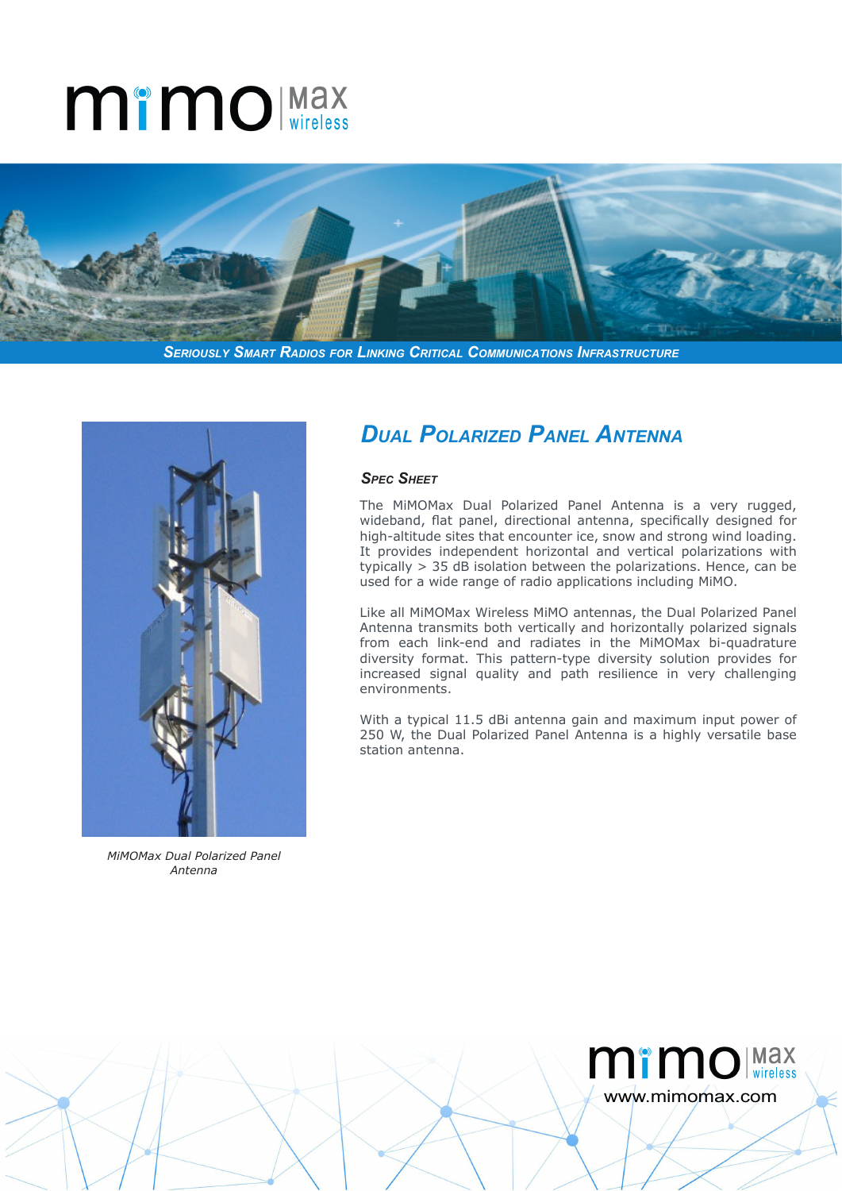# mimo Max wireless

*Seriously Smart Radios for Linking Critical Communications Infrastructure*

*MiMOMax Dual Polarized Panel Antenna*

## *Dual Polarized Panel Antenna*

### *Spec Sheet*

The MiMOMax Dual Polarized Panel Antenna is a very rugged, wideband, flat panel, directional antenna, specifically designed for high-altitude sites that encounter ice, snow and strong wind loading. It provides independent horizontal and vertical polarizations with typically > 35 dB isolation between the polarizations. Hence, can be used for a wide range of radio applications including MiMO.

Like all MiMOMax Wireless MiMO antennas, the Dual Polarized Panel Antenna transmits both vertically and horizontally polarized signals from each link-end and radiates in the MiMOMax bi-quadrature diversity format. This pattern-type diversity solution provides for increased signal quality and path resilience in very challenging environments.

With a typical 11.5 dBi antenna gain and maximum input power of 250 W, the Dual Polarized Panel Antenna is a highly versatile base station antenna.

www.mimomax.com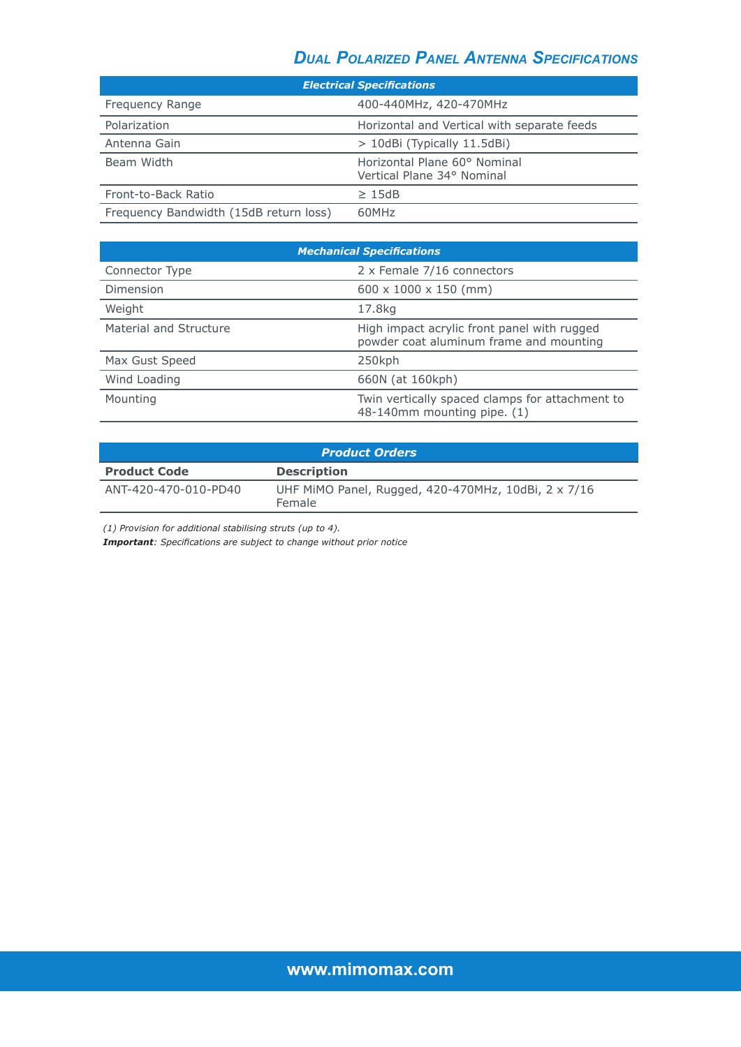## Dual Polarized Panel Antenna Specifications

| Electrical Specifications | |
|---|---|
| Frequency Range | 400-440MHz, 420-470MHz |
| Polarization | Horizontal and Vertical with separate feeds |
| Antenna Gain | > 10dBi (Typically 11.5dBi) |
| Beam Width | Horizontal Plane 60° Nominal<br>Vertical Plane 34° Nominal |
| Front-to-Back Ratio | ≥ 15dB |
| Frequency Bandwidth (15dB return loss) | 60MHz |

| Mechanical Specifications | |
|---|---|
| Connector Type | 2 x Female 7/16 connectors |
| Dimension | 600 x 1000 x 150 (mm) |
| Weight | 17.8kg |
| Material and Structure | High impact acrylic front panel with rugged powder coat aluminum frame and mounting |
| Max Gust Speed | 250kph |
| Wind Loading | 660N (at 160kph) |
| Mounting | Twin vertically spaced clamps for attachment to 48-140mm mounting pipe. (1) |

| Product Orders | |
|---|---|
| **Product Code** | **Description** |
| ANT-420-470-010-PD40 | UHF MiMO Panel, Rugged, 420-470MHz, 10dBi, 2 x 7/16 Female |

*(1) Provision for additional stabilising struts (up to 4).*

***Important**: Specifications are subject to change without prior notice*

www.mimomax.com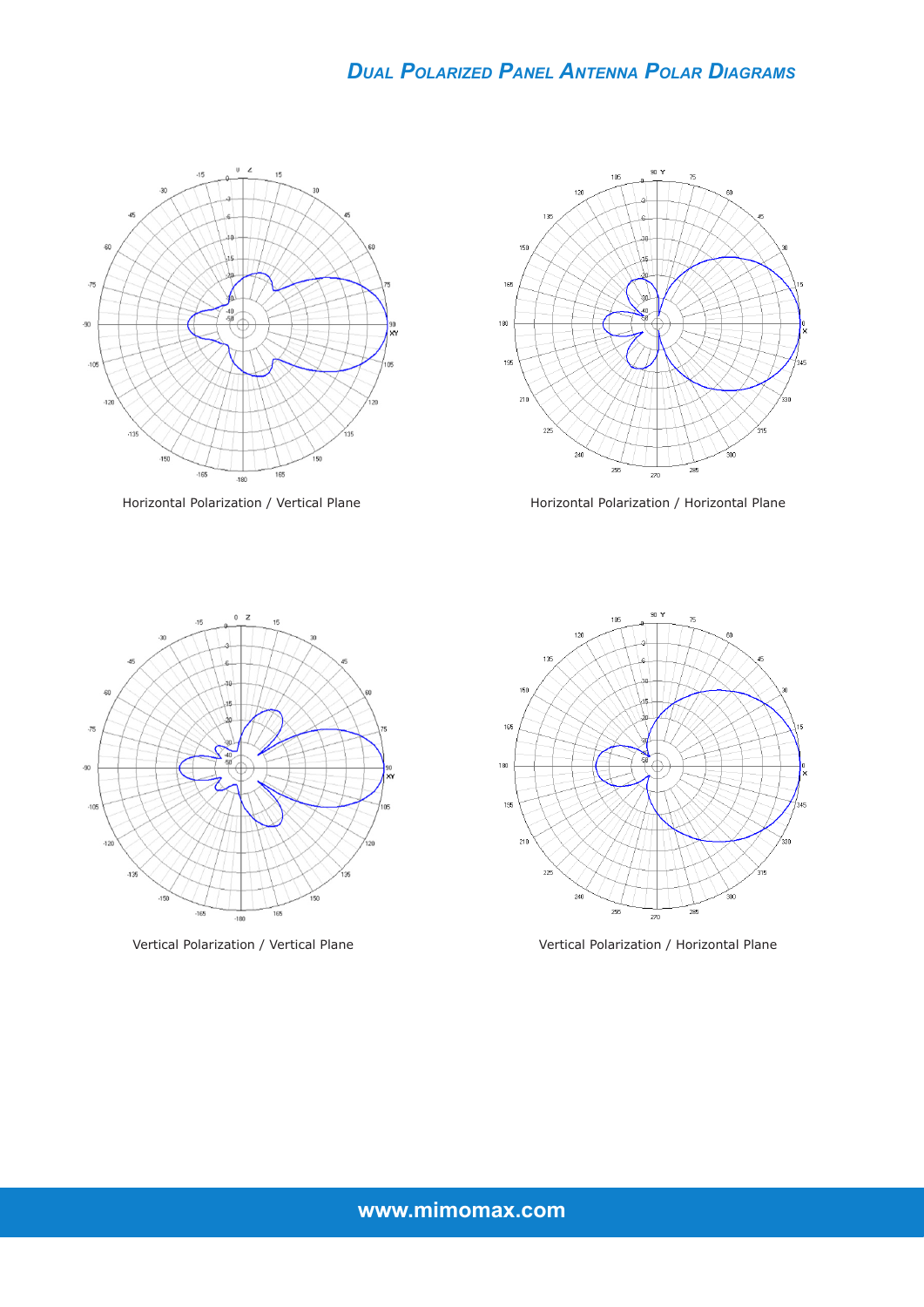# Dual Polarized Panel Antenna Polar Diagrams

Horizontal Polarization / Vertical Plane

Horizontal Polarization / Horizontal Plane

Vertical Polarization / Vertical Plane

Vertical Polarization / Horizontal Plane

**www.mimomax.com**